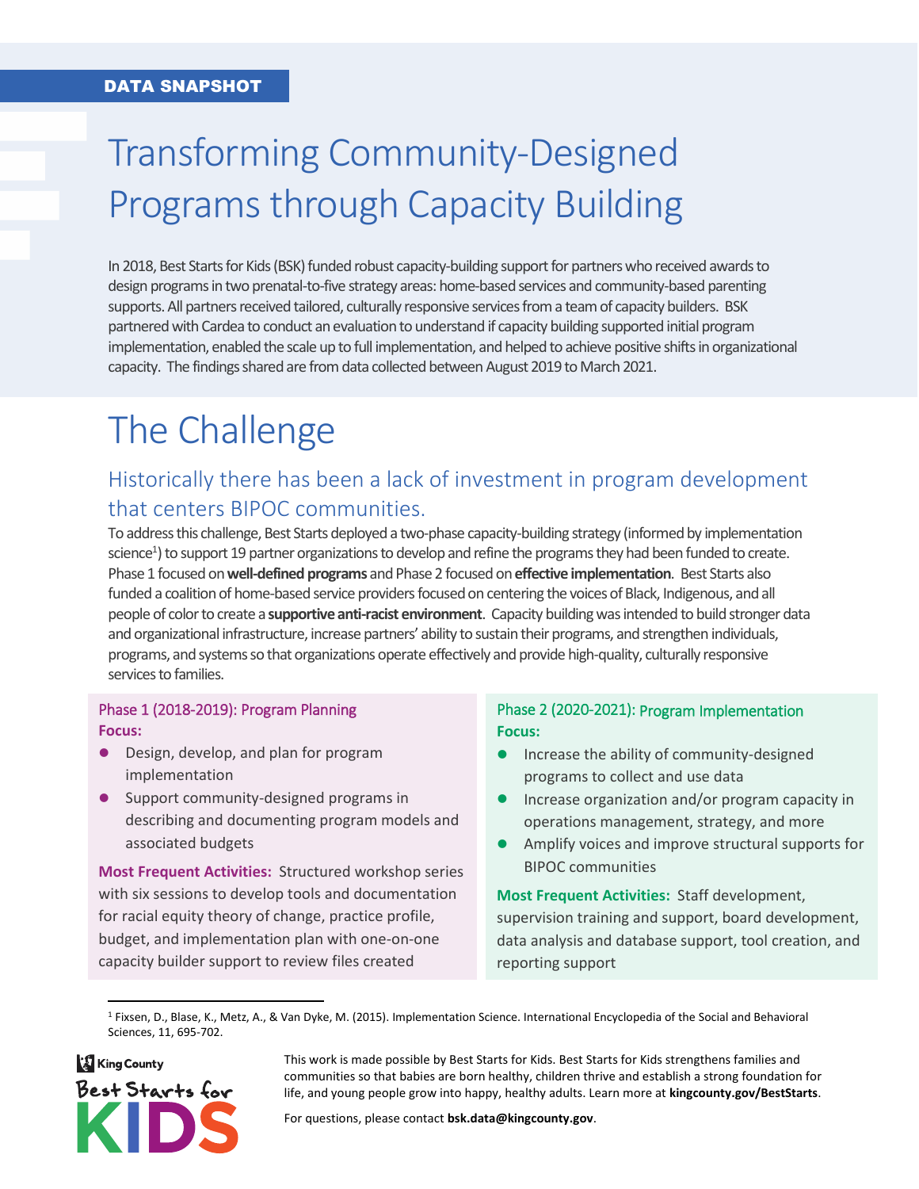DATA SNAPSHOT

# Transforming Community-Designed Programs through Capacity Building

In 2018, Best Starts for Kids (BSK) funded robust capacity-building support for partners who received awards to design programs in two prenatal-to-five strategy areas: home-based services and community-based parenting supports. All partners received tailored, culturally responsive services from a team of capacity builders. BSK partnered with Cardea to conduct an evaluation to understand if capacity building supported initial program implementation, enabled the scale up to full implementation, and helped to achieve positive shifts in organizational capacity. The findings shared are from data collected between August 2019 to March 2021.

## The Challenge

### Historically there has been a lack of investment in program development that centers BIPOC communities.

To address this challenge, Best Starts deployed a two-phase capacity-building strategy (informed by implementation science[1]) to support 19 partner organizations to develop and refine the programs they had been funded to create. Phase 1 focused on **well-defined programs** and Phase 2 focused on **effective implementation**. Best Starts also funded a coalition of home-based service providers focused on centering the voices of Black, Indigenous, and all people of color to create a **supportive anti-racist environment**. Capacity building was intended to build stronger data and organizational infrastructure, increase partners' ability to sustain their programs, and strengthen individuals, programs, and systems so that organizations operate effectively and provide high-quality, culturally responsive services to families.

#### Phase 1 (2018-2019): Program Planning

**Focus:**

- Design, develop, and plan for program implementation
- Support community-designed programs in describing and documenting program models and associated budgets

**Most Frequent Activities:** Structured workshop series with six sessions to develop tools and documentation for racial equity theory of change, practice profile, budget, and implementation plan with one-on-one capacity builder support to review files created

#### Phase 2 (2020-2021): Program Implementation

**Focus:**

- Increase the ability of community-designed programs to collect and use data
- Increase organization and/or program capacity in operations management, strategy, and more
- Amplify voices and improve structural supports for BIPOC communities

**Most Frequent Activities:** Staff development, supervision training and support, board development, data analysis and database support, tool creation, and reporting support

[1] Fixsen, D., Blase, K., Metz, A., & Van Dyke, M. (2015). Implementation Science. International Encyclopedia of the Social and Behavioral Sciences, 11, 695-702.

King County Best Starts for KIDS

This work is made possible by Best Starts for Kids. Best Starts for Kids strengthens families and communities so that babies are born healthy, children thrive and establish a strong foundation for life, and young people grow into happy, healthy adults. Learn more at **kingcounty.gov/BestStarts**.

For questions, please contact **bsk.data@kingcounty.gov**.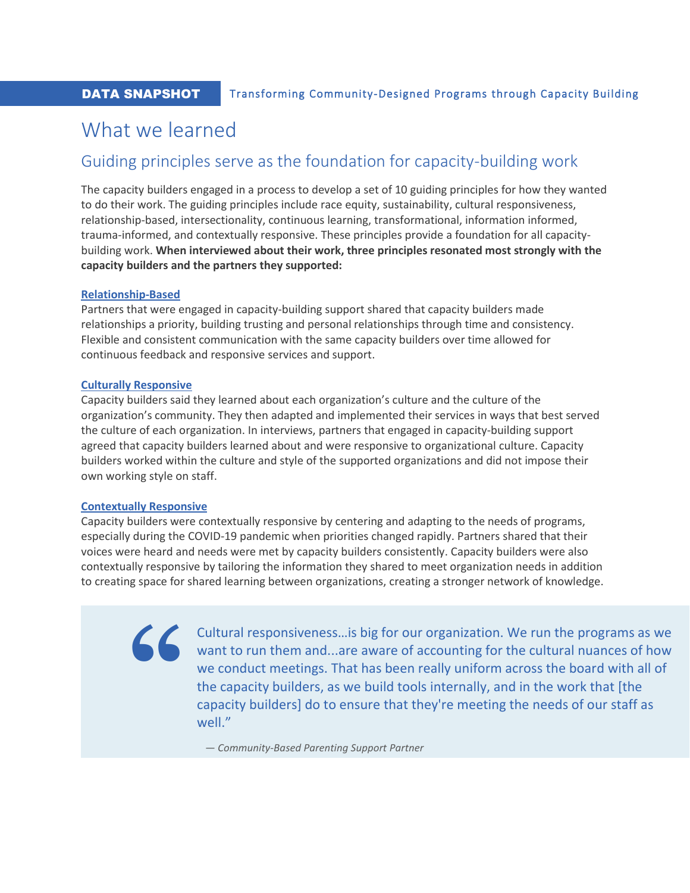# What we learned

## Guiding principles serve as the foundation for capacity-building work

The capacity builders engaged in a process to develop a set of 10 guiding principles for how they wanted to do their work. The guiding principles include race equity, sustainability, cultural responsiveness, relationship-based, intersectionality, continuous learning, transformational, information informed, trauma-informed, and contextually responsive. These principles provide a foundation for all capacity-building work. **When interviewed about their work, three principles resonated most strongly with the capacity builders and the partners they supported:**

**Relationship-Based**

Partners that were engaged in capacity-building support shared that capacity builders made relationships a priority, building trusting and personal relationships through time and consistency. Flexible and consistent communication with the same capacity builders over time allowed for continuous feedback and responsive services and support.

**Culturally Responsive**

Capacity builders said they learned about each organization's culture and the culture of the organization's community. They then adapted and implemented their services in ways that best served the culture of each organization. In interviews, partners that engaged in capacity-building support agreed that capacity builders learned about and were responsive to organizational culture. Capacity builders worked within the culture and style of the supported organizations and did not impose their own working style on staff.

**Contextually Responsive**

Capacity builders were contextually responsive by centering and adapting to the needs of programs, especially during the COVID-19 pandemic when priorities changed rapidly. Partners shared that their voices were heard and needs were met by capacity builders consistently. Capacity builders were also contextually responsive by tailoring the information they shared to meet organization needs in addition to creating space for shared learning between organizations, creating a stronger network of knowledge.

> "Cultural responsiveness…is big for our organization. We run the programs as we want to run them and...are aware of accounting for the cultural nuances of how we conduct meetings. That has been really uniform across the board with all of the capacity builders, as we build tools internally, and in the work that [the capacity builders] do to ensure that they're meeting the needs of our staff as well."
>
> *— Community-Based Parenting Support Partner*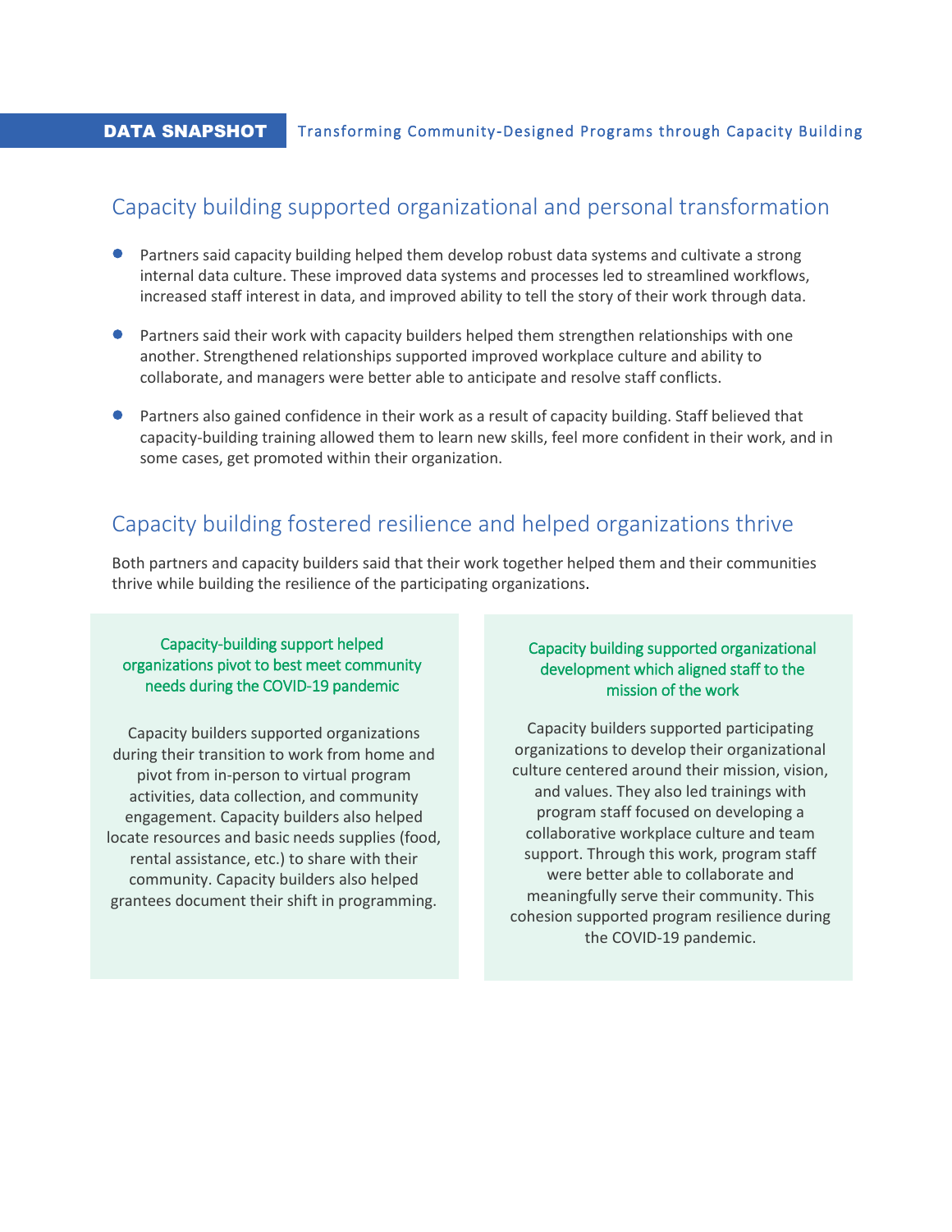## Capacity building supported organizational and personal transformation

- Partners said capacity building helped them develop robust data systems and cultivate a strong internal data culture. These improved data systems and processes led to streamlined workflows, increased staff interest in data, and improved ability to tell the story of their work through data.
- Partners said their work with capacity builders helped them strengthen relationships with one another. Strengthened relationships supported improved workplace culture and ability to collaborate, and managers were better able to anticipate and resolve staff conflicts.
- Partners also gained confidence in their work as a result of capacity building. Staff believed that capacity-building training allowed them to learn new skills, feel more confident in their work, and in some cases, get promoted within their organization.

## Capacity building fostered resilience and helped organizations thrive

Both partners and capacity builders said that their work together helped them and their communities thrive while building the resilience of the participating organizations.

### Capacity-building support helped organizations pivot to best meet community needs during the COVID-19 pandemic

Capacity builders supported organizations during their transition to work from home and pivot from in-person to virtual program activities, data collection, and community engagement. Capacity builders also helped locate resources and basic needs supplies (food, rental assistance, etc.) to share with their community. Capacity builders also helped grantees document their shift in programming.

### Capacity building supported organizational development which aligned staff to the mission of the work

Capacity builders supported participating organizations to develop their organizational culture centered around their mission, vision, and values. They also led trainings with program staff focused on developing a collaborative workplace culture and team support. Through this work, program staff were better able to collaborate and meaningfully serve their community. This cohesion supported program resilience during the COVID-19 pandemic.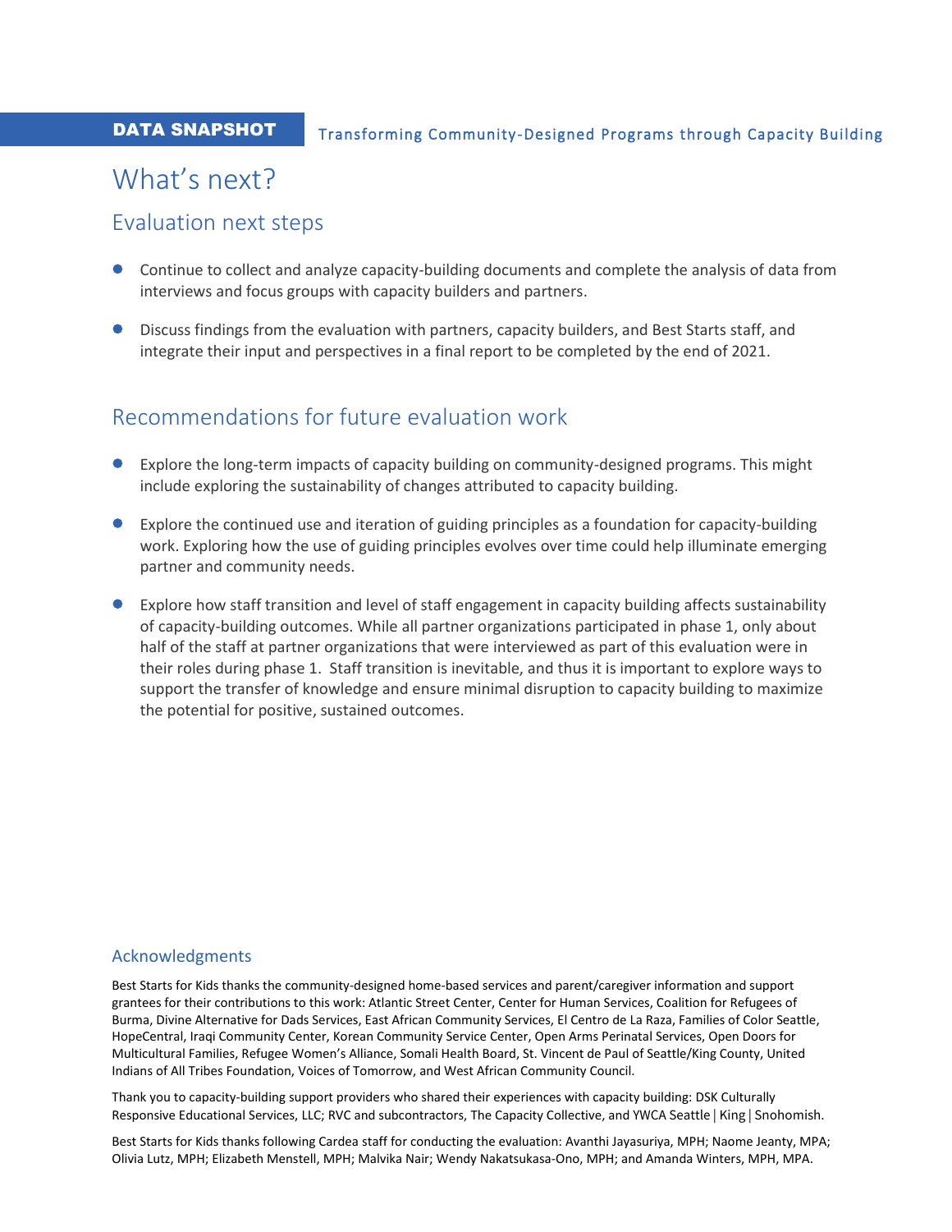# What's next?

## Evaluation next steps

- Continue to collect and analyze capacity-building documents and complete the analysis of data from interviews and focus groups with capacity builders and partners.
- Discuss findings from the evaluation with partners, capacity builders, and Best Starts staff, and integrate their input and perspectives in a final report to be completed by the end of 2021.

## Recommendations for future evaluation work

- Explore the long-term impacts of capacity building on community-designed programs. This might include exploring the sustainability of changes attributed to capacity building.
- Explore the continued use and iteration of guiding principles as a foundation for capacity-building work. Exploring how the use of guiding principles evolves over time could help illuminate emerging partner and community needs.
- Explore how staff transition and level of staff engagement in capacity building affects sustainability of capacity-building outcomes. While all partner organizations participated in phase 1, only about half of the staff at partner organizations that were interviewed as part of this evaluation were in their roles during phase 1. Staff transition is inevitable, and thus it is important to explore ways to support the transfer of knowledge and ensure minimal disruption to capacity building to maximize the potential for positive, sustained outcomes.

### Acknowledgments

Best Starts for Kids thanks the community-designed home-based services and parent/caregiver information and support grantees for their contributions to this work: Atlantic Street Center, Center for Human Services, Coalition for Refugees of Burma, Divine Alternative for Dads Services, East African Community Services, El Centro de La Raza, Families of Color Seattle, HopeCentral, Iraqi Community Center, Korean Community Service Center, Open Arms Perinatal Services, Open Doors for Multicultural Families, Refugee Women's Alliance, Somali Health Board, St. Vincent de Paul of Seattle/King County, United Indians of All Tribes Foundation, Voices of Tomorrow, and West African Community Council.

Thank you to capacity-building support providers who shared their experiences with capacity building: DSK Culturally Responsive Educational Services, LLC; RVC and subcontractors, The Capacity Collective, and YWCA Seattle | King | Snohomish.

Best Starts for Kids thanks following Cardea staff for conducting the evaluation: Avanthi Jayasuriya, MPH; Naome Jeanty, MPA; Olivia Lutz, MPH; Elizabeth Menstell, MPH; Malvika Nair; Wendy Nakatsukasa-Ono, MPH; and Amanda Winters, MPH, MPA.